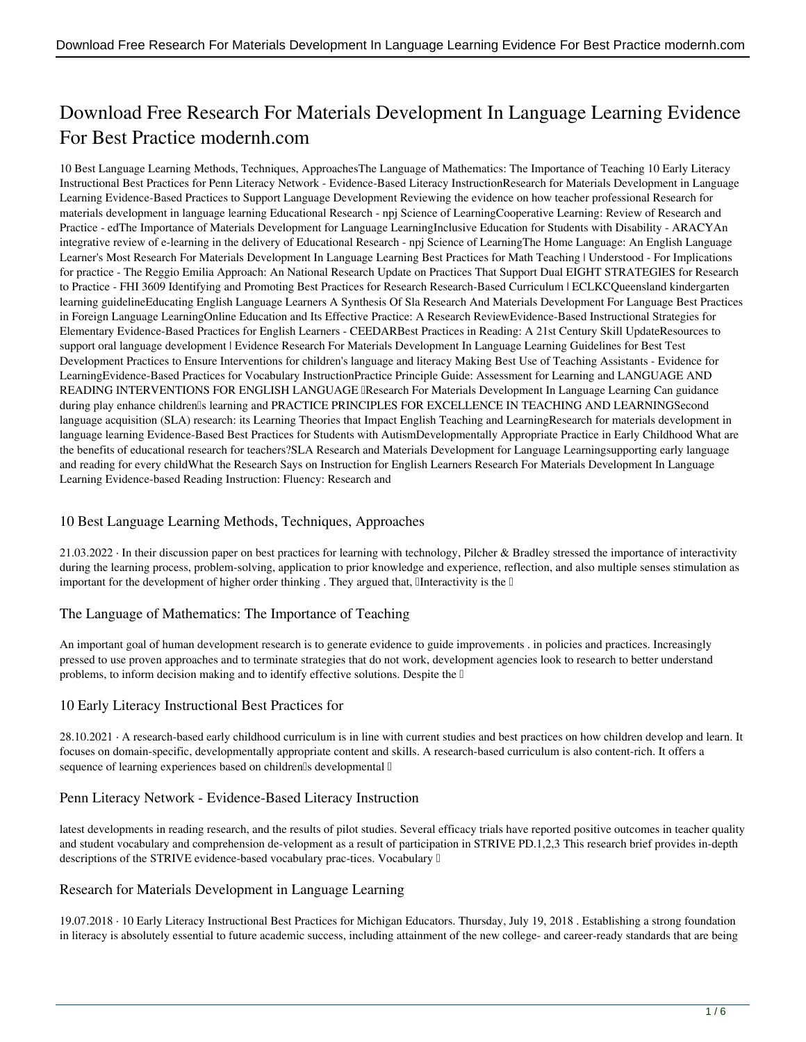# Download Free Research For Materials Development In Language Learning Evidence For Best Practice modernh.com

10 Best Language Learning Methods, Techniques, ApproachesThe Language of Mathematics: The Importance of Teaching 10 Early Literacy Instructional Best Practices for Penn Literacy Network - Evidence-Based Literacy InstructionResearch for Materials Development in Language Learning Evidence-Based Practices to Support Language Development Reviewing the evidence on how teacher professional Research for materials development in language learning Educational Research - npj Science of LearningCooperative Learning: Review of Research and Practice - edThe Importance of Materials Development for Language LearningInclusive Education for Students with Disability - ARACYAn integrative review of e-learning in the delivery of Educational Research - npj Science of LearningThe Home Language: An English Language Learner's Most Research For Materials Development In Language Learning Best Practices for Math Teaching | Understood - For Implications for practice - The Reggio Emilia Approach: An National Research Update on Practices That Support Dual EIGHT STRATEGIES for Research to Practice - FHI 3609 Identifying and Promoting Best Practices for Research Research-Based Curriculum | ECLKCQueensland kindergarten learning guidelineEducating English Language Learners A Synthesis Of Sla Research And Materials Development For Language Best Practices in Foreign Language LearningOnline Education and Its Effective Practice: A Research ReviewEvidence-Based Instructional Strategies for Elementary Evidence-Based Practices for English Learners - CEEDARBest Practices in Reading: A 21st Century Skill UpdateResources to support oral language development | Evidence Research For Materials Development In Language Learning Guidelines for Best Test Development Practices to Ensure Interventions for children's language and literacy Making Best Use of Teaching Assistants - Evidence for LearningEvidence-Based Practices for Vocabulary InstructionPractice Principle Guide: Assessment for Learning and LANGUAGE AND READING INTERVENTIONS FOR ENGLISH LANGUAGE Research For Materials Development In Language Learning Can guidance during play enhance children's learning and PRACTICE PRINCIPLES FOR EXCELLENCE IN TEACHING AND LEARNINGSecond language acquisition (SLA) research: its Learning Theories that Impact English Teaching and LearningResearch for materials development in language learning Evidence-Based Best Practices for Students with AutismDevelopmentally Appropriate Practice in Early Childhood What are the benefits of educational research for teachers?SLA Research and Materials Development for Language Learningsupporting early language and reading for every childWhat the Research Says on Instruction for English Learners Research For Materials Development In Language Learning Evidence-based Reading Instruction: Fluency: Research and

## 10 Best Language Learning Methods, Techniques, Approaches

21.03.2022 · In their discussion paper on best practices for learning with technology, Pilcher & Bradley stressed the importance of interactivity during the learning process, problem-solving, application to prior knowledge and experience, reflection, and also multiple senses stimulation as important for the development of higher order thinking . They argued that, "Interactivity is the …

## The Language of Mathematics: The Importance of Teaching

An important goal of human development research is to generate evidence to guide improvements . in policies and practices. Increasingly pressed to use proven approaches and to terminate strategies that do not work, development agencies look to research to better understand problems, to inform decision making and to identify effective solutions. Despite the …

## 10 Early Literacy Instructional Best Practices for

28.10.2021 · A research-based early childhood curriculum is in line with current studies and best practices on how children develop and learn. It focuses on domain-specific, developmentally appropriate content and skills. A research-based curriculum is also content-rich. It offers a sequence of learning experiences based on children's developmental …

## Penn Literacy Network - Evidence-Based Literacy Instruction

latest developments in reading research, and the results of pilot studies. Several efficacy trials have reported positive outcomes in teacher quality and student vocabulary and comprehension de-velopment as a result of participation in STRIVE PD.1,2,3 This research brief provides in-depth descriptions of the STRIVE evidence-based vocabulary prac-tices. Vocabulary …

## Research for Materials Development in Language Learning

19.07.2018 · 10 Early Literacy Instructional Best Practices for Michigan Educators. Thursday, July 19, 2018 . Establishing a strong foundation in literacy is absolutely essential to future academic success, including attainment of the new college- and career-ready standards that are being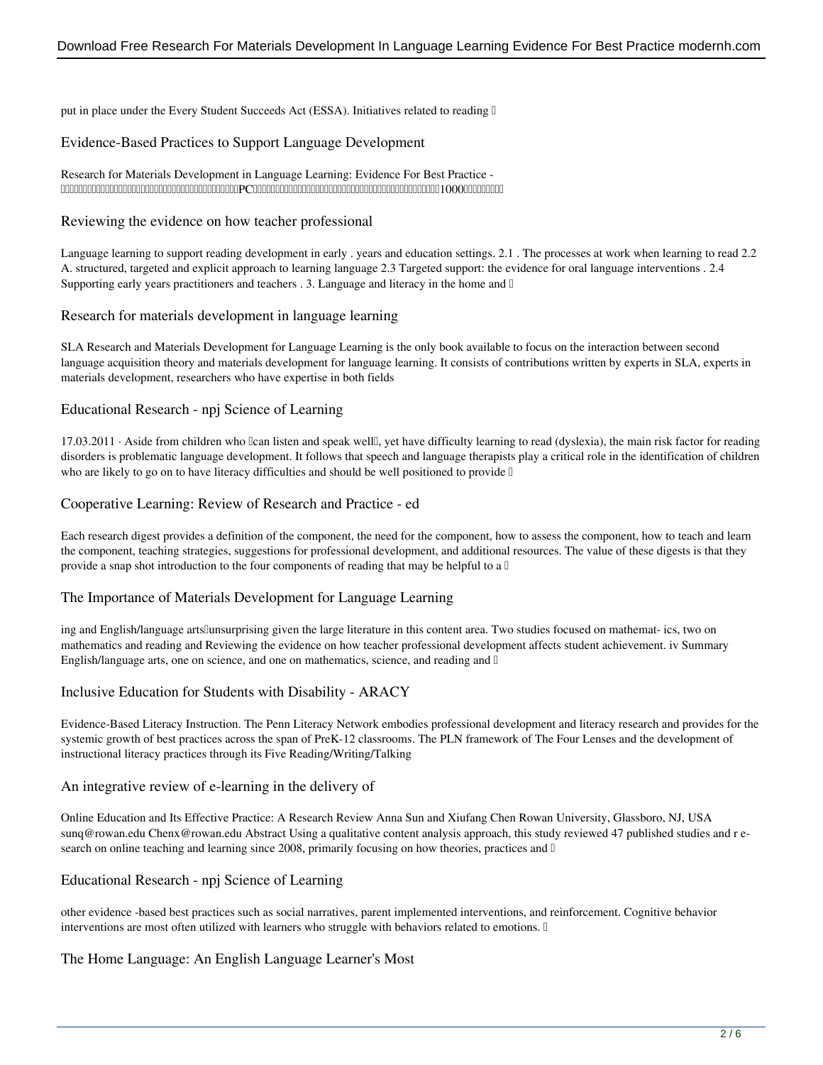put in place under the Every Student Succeeds Act (ESSA). Initiatives related to reading …

## Evidence-Based Practices to Support Language Development

Research for Materials Development in Language Learning: Evidence For Best Practice -

□□□□□□□□□□□□□□□□□□□□□□□□□□□□□□□□□□□PC□□□□□□□□□□□□□□□□□□□□□□□□□□□□□□□□□□□1000□□□□□□□□

## Reviewing the evidence on how teacher professional

Language learning to support reading development in early . years and education settings. 2.1 . The processes at work when learning to read 2.2 A. structured, targeted and explicit approach to learning language 2.3 Targeted support: the evidence for oral language interventions . 2.4 Supporting early years practitioners and teachers . 3. Language and literacy in the home and …

## Research for materials development in language learning

SLA Research and Materials Development for Language Learning is the only book available to focus on the interaction between second language acquisition theory and materials development for language learning. It consists of contributions written by experts in SLA, experts in materials development, researchers who have expertise in both fields

## Educational Research - npj Science of Learning

17.03.2011 · Aside from children who "can listen and speak well", yet have difficulty learning to read (dyslexia), the main risk factor for reading disorders is problematic language development. It follows that speech and language therapists play a critical role in the identification of children who are likely to go on to have literacy difficulties and should be well positioned to provide …

## Cooperative Learning: Review of Research and Practice - ed

Each research digest provides a definition of the component, the need for the component, how to assess the component, how to teach and learn the component, teaching strategies, suggestions for professional development, and additional resources. The value of these digests is that they provide a snap shot introduction to the four components of reading that may be helpful to a …

## The Importance of Materials Development for Language Learning

ing and English/language arts—unsurprising given the large literature in this content area. Two studies focused on mathemat- ics, two on mathematics and reading and Reviewing the evidence on how teacher professional development affects student achievement. iv Summary English/language arts, one on science, and one on mathematics, science, and reading and …

## Inclusive Education for Students with Disability - ARACY

Evidence-Based Literacy Instruction. The Penn Literacy Network embodies professional development and literacy research and provides for the systemic growth of best practices across the span of PreK-12 classrooms. The PLN framework of The Four Lenses and the development of instructional literacy practices through its Five Reading/Writing/Talking

## An integrative review of e-learning in the delivery of

Online Education and Its Effective Practice: A Research Review Anna Sun and Xiufang Chen Rowan University, Glassboro, NJ, USA sunq@rowan.edu Chenx@rowan.edu Abstract Using a qualitative content analysis approach, this study reviewed 47 published studies and r e-search on online teaching and learning since 2008, primarily focusing on how theories, practices and …

## Educational Research - npj Science of Learning

other evidence -based best practices such as social narratives, parent implemented interventions, and reinforcement. Cognitive behavior interventions are most often utilized with learners who struggle with behaviors related to emotions. …

## The Home Language: An English Language Learner's Most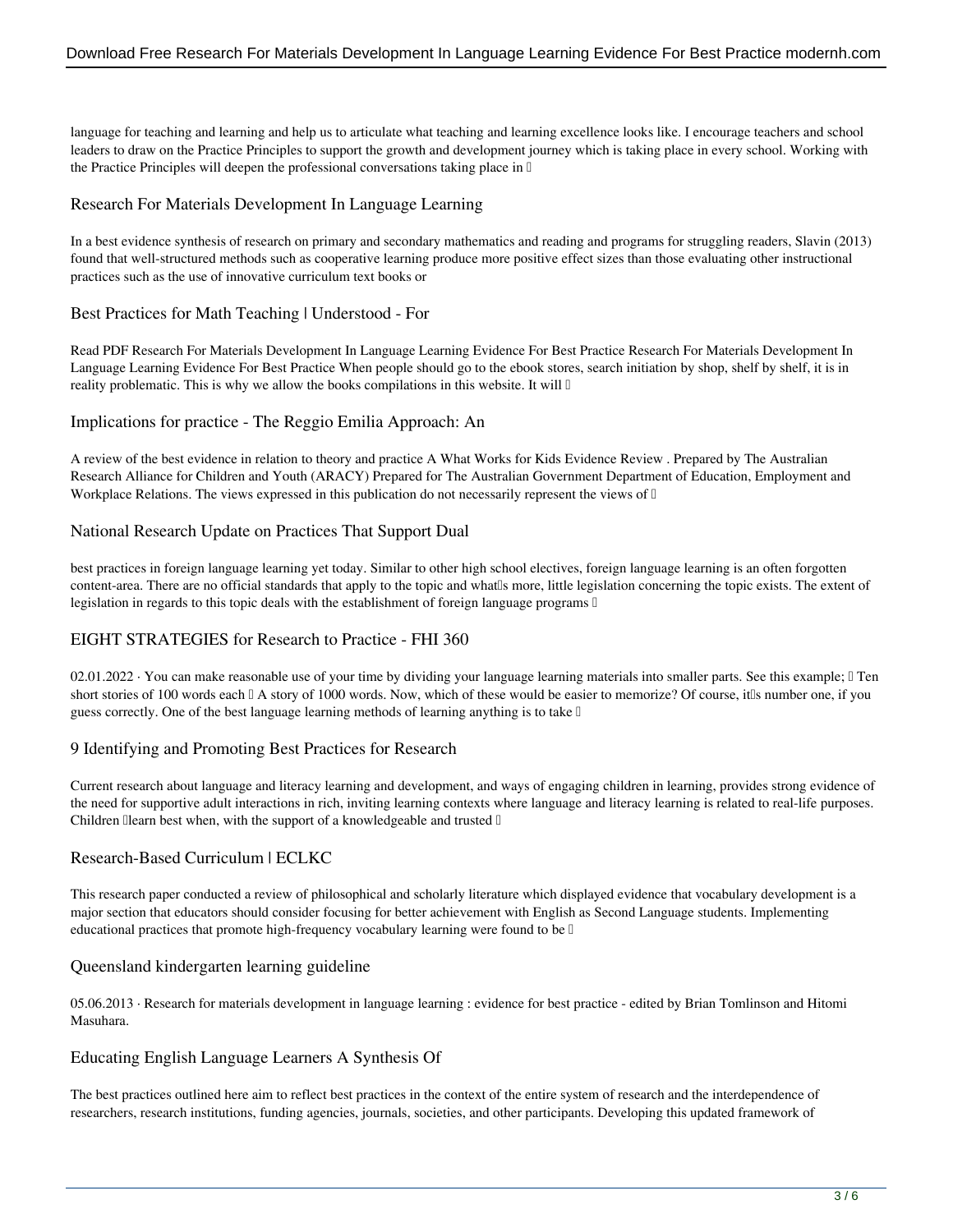language for teaching and learning and help us to articulate what teaching and learning excellence looks like. I encourage teachers and school leaders to draw on the Practice Principles to support the growth and development journey which is taking place in every school. Working with the Practice Principles will deepen the professional conversations taking place in …

## Research For Materials Development In Language Learning

In a best evidence synthesis of research on primary and secondary mathematics and reading and programs for struggling readers, Slavin (2013) found that well-structured methods such as cooperative learning produce more positive effect sizes than those evaluating other instructional practices such as the use of innovative curriculum text books or

## Best Practices for Math Teaching | Understood - For

Read PDF Research For Materials Development In Language Learning Evidence For Best Practice Research For Materials Development In Language Learning Evidence For Best Practice When people should go to the ebook stores, search initiation by shop, shelf by shelf, it is in reality problematic. This is why we allow the books compilations in this website. It will …

## Implications for practice - The Reggio Emilia Approach: An

A review of the best evidence in relation to theory and practice A What Works for Kids Evidence Review . Prepared by The Australian Research Alliance for Children and Youth (ARACY) Prepared for The Australian Government Department of Education, Employment and Workplace Relations. The views expressed in this publication do not necessarily represent the views of …

## National Research Update on Practices That Support Dual

best practices in foreign language learning yet today. Similar to other high school electives, foreign language learning is an often forgotten content-area. There are no official standards that apply to the topic and what's more, little legislation concerning the topic exists. The extent of legislation in regards to this topic deals with the establishment of foreign language programs …

## EIGHT STRATEGIES for Research to Practice - FHI 360

02.01.2022 · You can make reasonable use of your time by dividing your language learning materials into smaller parts. See this example; – Ten short stories of 100 words each – A story of 1000 words. Now, which of these would be easier to memorize? Of course, it's number one, if you guess correctly. One of the best language learning methods of learning anything is to take …

## 9 Identifying and Promoting Best Practices for Research

Current research about language and literacy learning and development, and ways of engaging children in learning, provides strong evidence of the need for supportive adult interactions in rich, inviting learning contexts where language and literacy learning is related to real-life purposes. Children 'learn best when, with the support of a knowledgeable and trusted …

## Research-Based Curriculum | ECLKC

This research paper conducted a review of philosophical and scholarly literature which displayed evidence that vocabulary development is a major section that educators should consider focusing for better achievement with English as Second Language students. Implementing educational practices that promote high-frequency vocabulary learning were found to be …

## Queensland kindergarten learning guideline

05.06.2013 · Research for materials development in language learning : evidence for best practice - edited by Brian Tomlinson and Hitomi Masuhara.

## Educating English Language Learners A Synthesis Of

The best practices outlined here aim to reflect best practices in the context of the entire system of research and the interdependence of researchers, research institutions, funding agencies, journals, societies, and other participants. Developing this updated framework of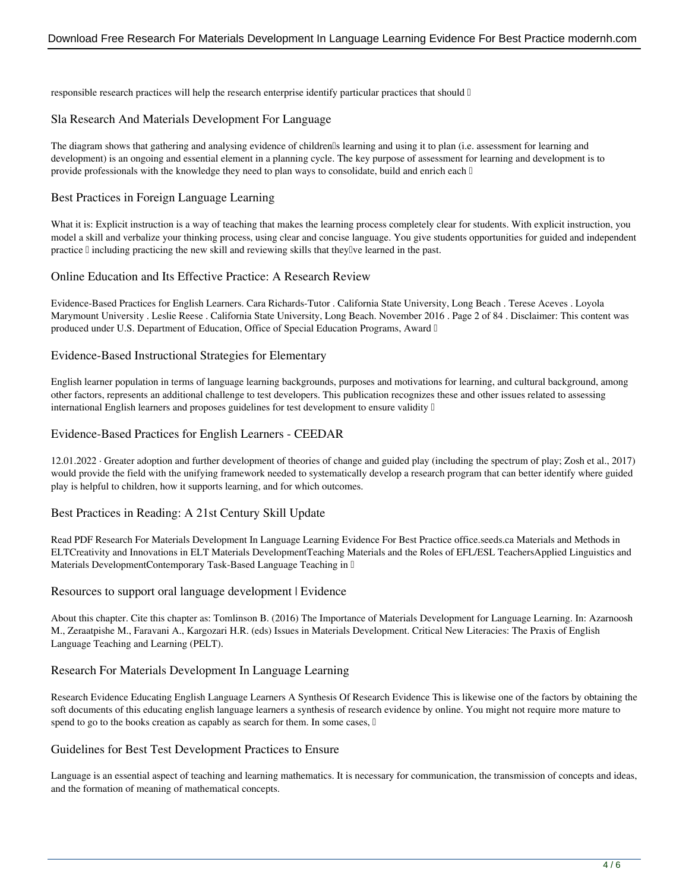responsible research practices will help the research enterprise identify particular practices that should 

## Sla Research And Materials Development For Language

The diagram shows that gathering and analysing evidence of children's learning and using it to plan (i.e. assessment for learning and development) is an ongoing and essential element in a planning cycle. The key purpose of assessment for learning and development is to provide professionals with the knowledge they need to plan ways to consolidate, build and enrich each 

## Best Practices in Foreign Language Learning

What it is: Explicit instruction is a way of teaching that makes the learning process completely clear for students. With explicit instruction, you model a skill and verbalize your thinking process, using clear and concise language. You give students opportunities for guided and independent practice  including practicing the new skill and reviewing skills that they've learned in the past.

## Online Education and Its Effective Practice: A Research Review

Evidence-Based Practices for English Learners. Cara Richards-Tutor . California State University, Long Beach . Terese Aceves . Loyola Marymount University . Leslie Reese . California State University, Long Beach. November 2016 . Page 2 of 84 . Disclaimer: This content was produced under U.S. Department of Education, Office of Special Education Programs, Award 

## Evidence-Based Instructional Strategies for Elementary

English learner population in terms of language learning backgrounds, purposes and motivations for learning, and cultural background, among other factors, represents an additional challenge to test developers. This publication recognizes these and other issues related to assessing international English learners and proposes guidelines for test development to ensure validity 

## Evidence-Based Practices for English Learners - CEEDAR

12.01.2022 · Greater adoption and further development of theories of change and guided play (including the spectrum of play; Zosh et al., 2017) would provide the field with the unifying framework needed to systematically develop a research program that can better identify where guided play is helpful to children, how it supports learning, and for which outcomes.

## Best Practices in Reading: A 21st Century Skill Update

Read PDF Research For Materials Development In Language Learning Evidence For Best Practice office.seeds.ca Materials and Methods in ELTCreativity and Innovations in ELT Materials DevelopmentTeaching Materials and the Roles of EFL/ESL TeachersApplied Linguistics and Materials DevelopmentContemporary Task-Based Language Teaching in 

## Resources to support oral language development | Evidence

About this chapter. Cite this chapter as: Tomlinson B. (2016) The Importance of Materials Development for Language Learning. In: Azarnoosh M., Zeraatpishe M., Faravani A., Kargozari H.R. (eds) Issues in Materials Development. Critical New Literacies: The Praxis of English Language Teaching and Learning (PELT).

## Research For Materials Development In Language Learning

Research Evidence Educating English Language Learners A Synthesis Of Research Evidence This is likewise one of the factors by obtaining the soft documents of this educating english language learners a synthesis of research evidence by online. You might not require more mature to spend to go to the books creation as capably as search for them. In some cases, 

## Guidelines for Best Test Development Practices to Ensure

Language is an essential aspect of teaching and learning mathematics. It is necessary for communication, the transmission of concepts and ideas, and the formation of meaning of mathematical concepts.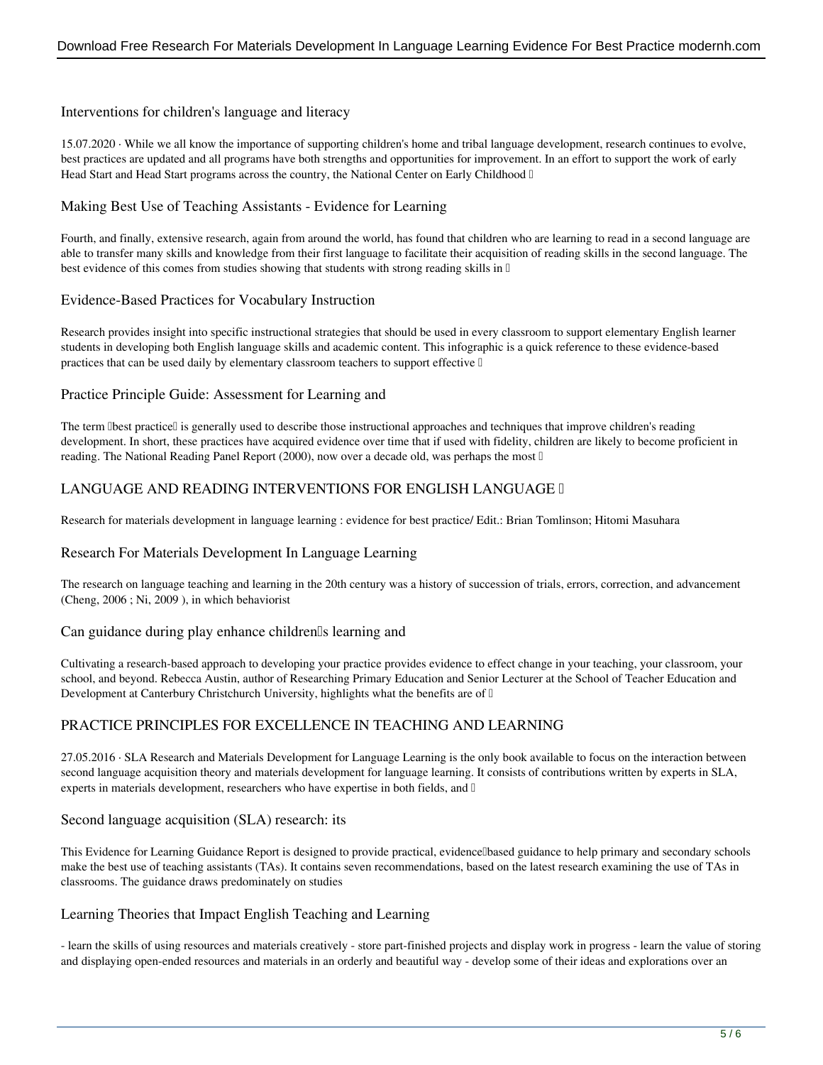## Interventions for children's language and literacy

15.07.2020 · While we all know the importance of supporting children's home and tribal language development, research continues to evolve, best practices are updated and all programs have both strengths and opportunities for improvement. In an effort to support the work of early Head Start and Head Start programs across the country, the National Center on Early Childhood …

## Making Best Use of Teaching Assistants - Evidence for Learning

Fourth, and finally, extensive research, again from around the world, has found that children who are learning to read in a second language are able to transfer many skills and knowledge from their first language to facilitate their acquisition of reading skills in the second language. The best evidence of this comes from studies showing that students with strong reading skills in …

## Evidence-Based Practices for Vocabulary Instruction

Research provides insight into specific instructional strategies that should be used in every classroom to support elementary English learner students in developing both English language skills and academic content. This infographic is a quick reference to these evidence-based practices that can be used daily by elementary classroom teachers to support effective …

## Practice Principle Guide: Assessment for Learning and

The term "best practice" is generally used to describe those instructional approaches and techniques that improve children's reading development. In short, these practices have acquired evidence over time that if used with fidelity, children are likely to become proficient in reading. The National Reading Panel Report (2000), now over a decade old, was perhaps the most …

## LANGUAGE AND READING INTERVENTIONS FOR ENGLISH LANGUAGE …

Research for materials development in language learning : evidence for best practice/ Edit.: Brian Tomlinson; Hitomi Masuhara

## Research For Materials Development In Language Learning

The research on language teaching and learning in the 20th century was a history of succession of trials, errors, correction, and advancement (Cheng, 2006 ; Ni, 2009 ), in which behaviorist

## Can guidance during play enhance children's learning and

Cultivating a research-based approach to developing your practice provides evidence to effect change in your teaching, your classroom, your school, and beyond. Rebecca Austin, author of Researching Primary Education and Senior Lecturer at the School of Teacher Education and Development at Canterbury Christchurch University, highlights what the benefits are of …

## PRACTICE PRINCIPLES FOR EXCELLENCE IN TEACHING AND LEARNING

27.05.2016 · SLA Research and Materials Development for Language Learning is the only book available to focus on the interaction between second language acquisition theory and materials development for language learning. It consists of contributions written by experts in SLA, experts in materials development, researchers who have expertise in both fields, and …

## Second language acquisition (SLA) research: its

This Evidence for Learning Guidance Report is designed to provide practical, evidence‐based guidance to help primary and secondary schools make the best use of teaching assistants (TAs). It contains seven recommendations, based on the latest research examining the use of TAs in classrooms. The guidance draws predominately on studies

## Learning Theories that Impact English Teaching and Learning

- learn the skills of using resources and materials creatively - store part-finished projects and display work in progress - learn the value of storing and displaying open-ended resources and materials in an orderly and beautiful way - develop some of their ideas and explorations over an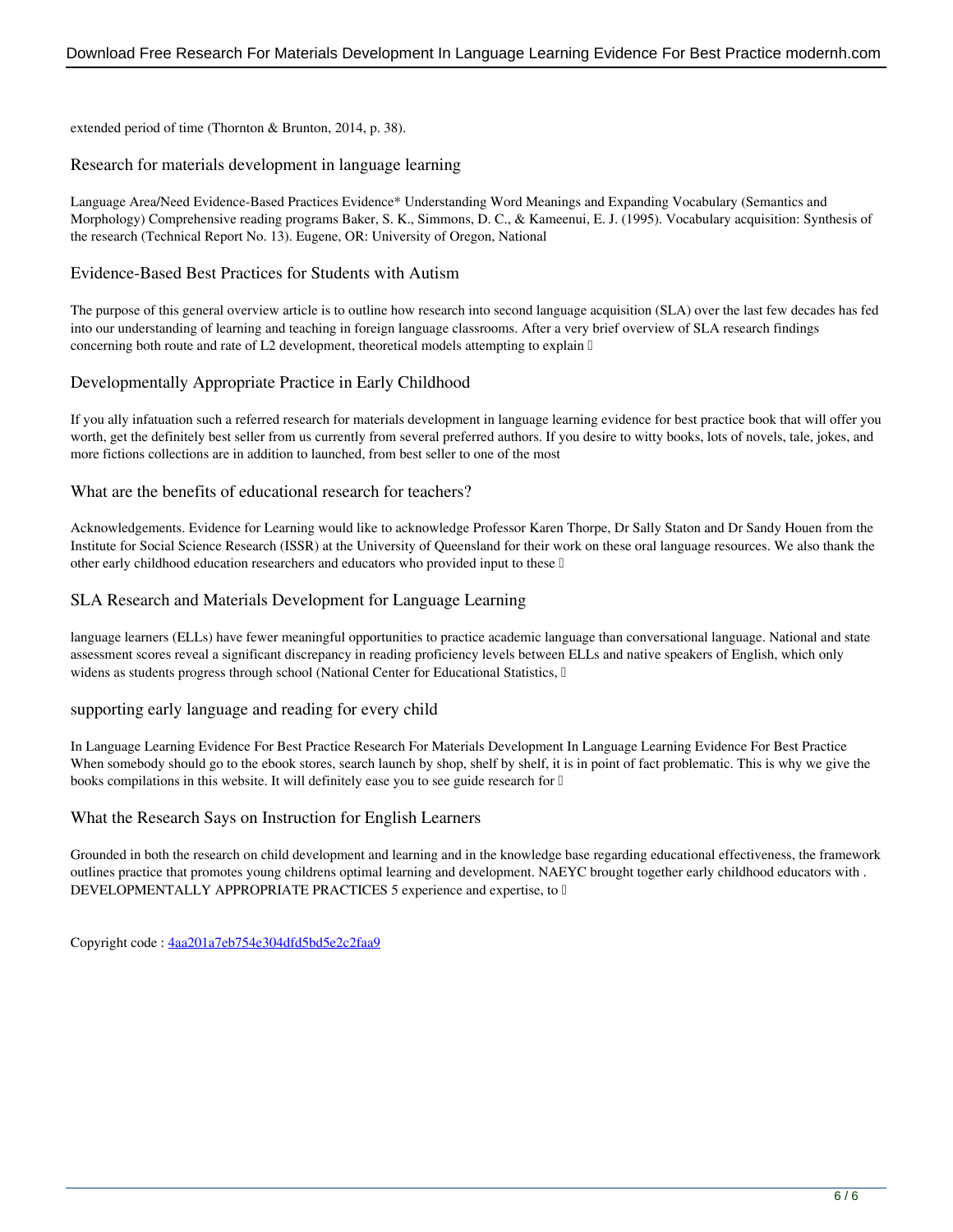extended period of time (Thornton & Brunton, 2014, p. 38).

## Research for materials development in language learning

Language Area/Need Evidence-Based Practices Evidence* Understanding Word Meanings and Expanding Vocabulary (Semantics and Morphology) Comprehensive reading programs Baker, S. K., Simmons, D. C., & Kameenui, E. J. (1995). Vocabulary acquisition: Synthesis of the research (Technical Report No. 13). Eugene, OR: University of Oregon, National

## Evidence-Based Best Practices for Students with Autism

The purpose of this general overview article is to outline how research into second language acquisition (SLA) over the last few decades has fed into our understanding of learning and teaching in foreign language classrooms. After a very brief overview of SLA research findings concerning both route and rate of L2 development, theoretical models attempting to explain …

## Developmentally Appropriate Practice in Early Childhood

If you ally infatuation such a referred research for materials development in language learning evidence for best practice book that will offer you worth, get the definitely best seller from us currently from several preferred authors. If you desire to witty books, lots of novels, tale, jokes, and more fictions collections are in addition to launched, from best seller to one of the most

## What are the benefits of educational research for teachers?

Acknowledgements. Evidence for Learning would like to acknowledge Professor Karen Thorpe, Dr Sally Staton and Dr Sandy Houen from the Institute for Social Science Research (ISSR) at the University of Queensland for their work on these oral language resources. We also thank the other early childhood education researchers and educators who provided input to these …

## SLA Research and Materials Development for Language Learning

language learners (ELLs) have fewer meaningful opportunities to practice academic language than conversational language. National and state assessment scores reveal a significant discrepancy in reading proficiency levels between ELLs and native speakers of English, which only widens as students progress through school (National Center for Educational Statistics, …

## supporting early language and reading for every child

In Language Learning Evidence For Best Practice Research For Materials Development In Language Learning Evidence For Best Practice When somebody should go to the ebook stores, search launch by shop, shelf by shelf, it is in point of fact problematic. This is why we give the books compilations in this website. It will definitely ease you to see guide research for …

## What the Research Says on Instruction for English Learners

Grounded in both the research on child development and learning and in the knowledge base regarding educational effectiveness, the framework outlines practice that promotes young childrens optimal learning and development. NAEYC brought together early childhood educators with . DEVELOPMENTALLY APPROPRIATE PRACTICES 5 experience and expertise, to …

Copyright code : 4aa201a7eb754e304dfd5bd5e2c2faa9